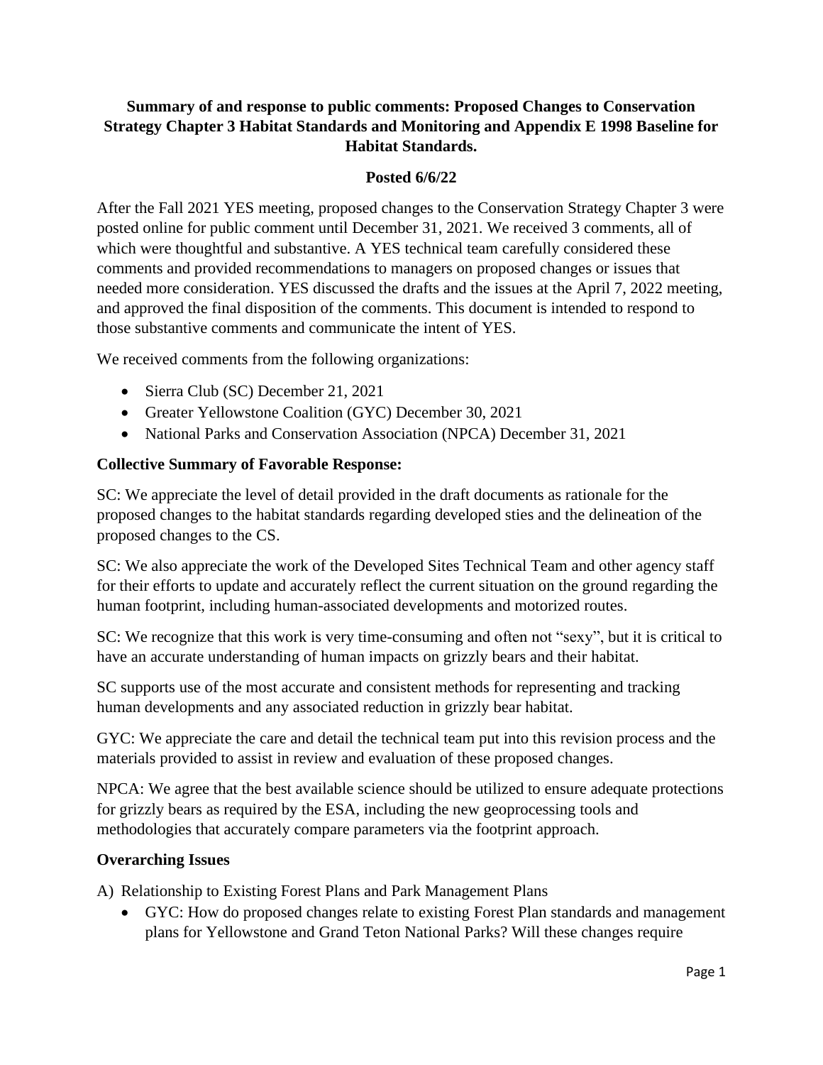**Summary of and response to public comments: Proposed Changes to Conservation Strategy Chapter 3 Habitat Standards and Monitoring and Appendix E 1998 Baseline for Habitat Standards.**

**Posted 6/6/22**

After the Fall 2021 YES meeting, proposed changes to the Conservation Strategy Chapter 3 were posted online for public comment until December 31, 2021. We received 3 comments, all of which were thoughtful and substantive. A YES technical team carefully considered these comments and provided recommendations to managers on proposed changes or issues that needed more consideration. YES discussed the drafts and the issues at the April 7, 2022 meeting, and approved the final disposition of the comments. This document is intended to respond to those substantive comments and communicate the intent of YES.

We received comments from the following organizations:

- Sierra Club (SC) December 21, 2021
- Greater Yellowstone Coalition (GYC) December 30, 2021
- National Parks and Conservation Association (NPCA) December 31, 2021

**Collective Summary of Favorable Response:**

SC: We appreciate the level of detail provided in the draft documents as rationale for the proposed changes to the habitat standards regarding developed sties and the delineation of the proposed changes to the CS.

SC: We also appreciate the work of the Developed Sites Technical Team and other agency staff for their efforts to update and accurately reflect the current situation on the ground regarding the human footprint, including human-associated developments and motorized routes.

SC: We recognize that this work is very time-consuming and often not "sexy", but it is critical to have an accurate understanding of human impacts on grizzly bears and their habitat.

SC supports use of the most accurate and consistent methods for representing and tracking human developments and any associated reduction in grizzly bear habitat.

GYC: We appreciate the care and detail the technical team put into this revision process and the materials provided to assist in review and evaluation of these proposed changes.

NPCA: We agree that the best available science should be utilized to ensure adequate protections for grizzly bears as required by the ESA, including the new geoprocessing tools and methodologies that accurately compare parameters via the footprint approach.

**Overarching Issues**

A) Relationship to Existing Forest Plans and Park Management Plans
   - GYC: How do proposed changes relate to existing Forest Plan standards and management plans for Yellowstone and Grand Teton National Parks? Will these changes require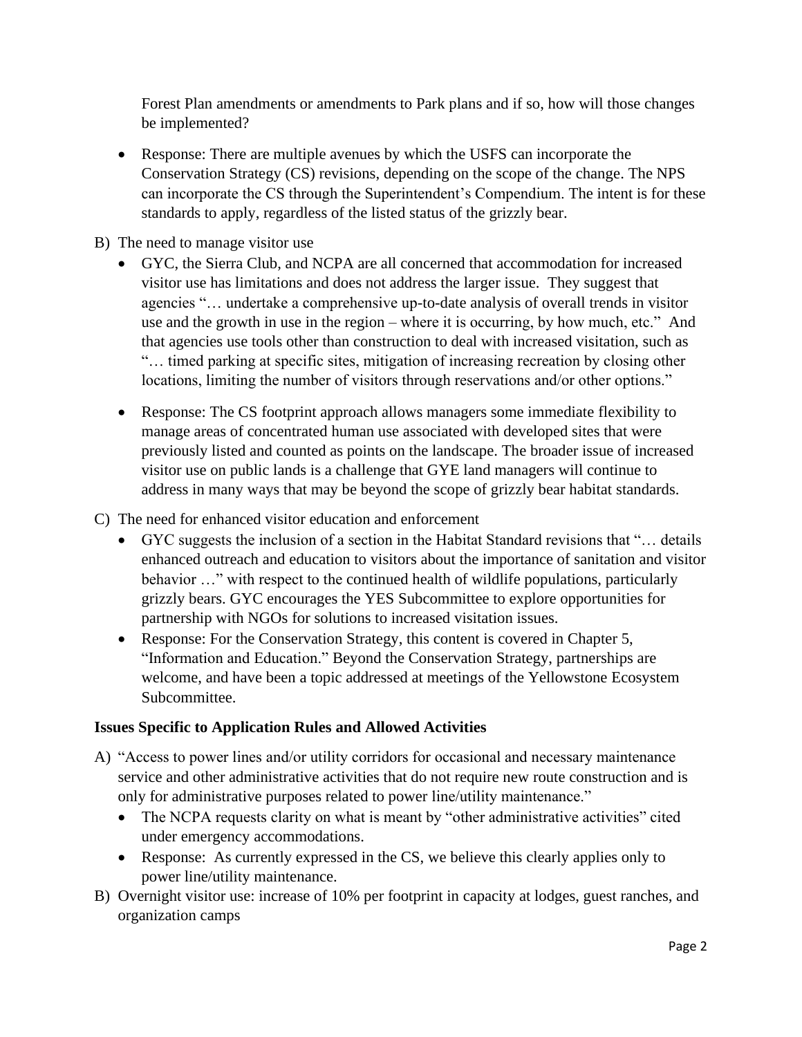Forest Plan amendments or amendments to Park plans and if so, how will those changes be implemented?

- Response: There are multiple avenues by which the USFS can incorporate the Conservation Strategy (CS) revisions, depending on the scope of the change. The NPS can incorporate the CS through the Superintendent's Compendium. The intent is for these standards to apply, regardless of the listed status of the grizzly bear.

B) The need to manage visitor use

- GYC, the Sierra Club, and NCPA are all concerned that accommodation for increased visitor use has limitations and does not address the larger issue. They suggest that agencies "… undertake a comprehensive up-to-date analysis of overall trends in visitor use and the growth in use in the region – where it is occurring, by how much, etc." And that agencies use tools other than construction to deal with increased visitation, such as "… timed parking at specific sites, mitigation of increasing recreation by closing other locations, limiting the number of visitors through reservations and/or other options."

- Response: The CS footprint approach allows managers some immediate flexibility to manage areas of concentrated human use associated with developed sites that were previously listed and counted as points on the landscape. The broader issue of increased visitor use on public lands is a challenge that GYE land managers will continue to address in many ways that may be beyond the scope of grizzly bear habitat standards.

C) The need for enhanced visitor education and enforcement

- GYC suggests the inclusion of a section in the Habitat Standard revisions that "… details enhanced outreach and education to visitors about the importance of sanitation and visitor behavior …" with respect to the continued health of wildlife populations, particularly grizzly bears. GYC encourages the YES Subcommittee to explore opportunities for partnership with NGOs for solutions to increased visitation issues.
- Response: For the Conservation Strategy, this content is covered in Chapter 5, "Information and Education." Beyond the Conservation Strategy, partnerships are welcome, and have been a topic addressed at meetings of the Yellowstone Ecosystem Subcommittee.

**Issues Specific to Application Rules and Allowed Activities**

A) "Access to power lines and/or utility corridors for occasional and necessary maintenance service and other administrative activities that do not require new route construction and is only for administrative purposes related to power line/utility maintenance."

- The NCPA requests clarity on what is meant by "other administrative activities" cited under emergency accommodations.
- Response: As currently expressed in the CS, we believe this clearly applies only to power line/utility maintenance.

B) Overnight visitor use: increase of 10% per footprint in capacity at lodges, guest ranches, and organization camps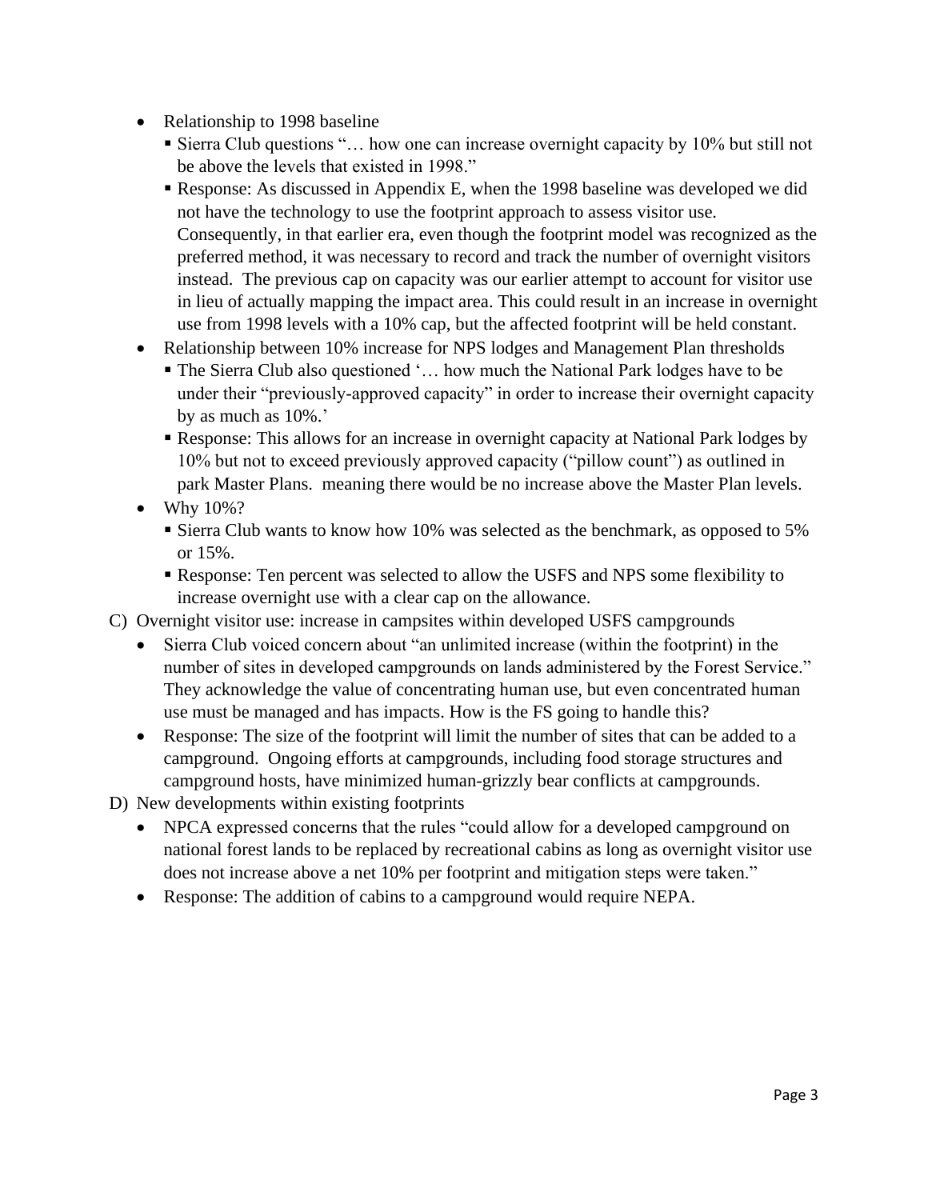- Relationship to 1998 baseline
  - Sierra Club questions "… how one can increase overnight capacity by 10% but still not be above the levels that existed in 1998."
  - Response: As discussed in Appendix E, when the 1998 baseline was developed we did not have the technology to use the footprint approach to assess visitor use. Consequently, in that earlier era, even though the footprint model was recognized as the preferred method, it was necessary to record and track the number of overnight visitors instead. The previous cap on capacity was our earlier attempt to account for visitor use in lieu of actually mapping the impact area. This could result in an increase in overnight use from 1998 levels with a 10% cap, but the affected footprint will be held constant.
- Relationship between 10% increase for NPS lodges and Management Plan thresholds
  - The Sierra Club also questioned '… how much the National Park lodges have to be under their "previously-approved capacity" in order to increase their overnight capacity by as much as 10%.'
  - Response: This allows for an increase in overnight capacity at National Park lodges by 10% but not to exceed previously approved capacity ("pillow count") as outlined in park Master Plans. meaning there would be no increase above the Master Plan levels.
- Why 10%?
  - Sierra Club wants to know how 10% was selected as the benchmark, as opposed to 5% or 15%.
  - Response: Ten percent was selected to allow the USFS and NPS some flexibility to increase overnight use with a clear cap on the allowance.

C) Overnight visitor use: increase in campsites within developed USFS campgrounds

- Sierra Club voiced concern about "an unlimited increase (within the footprint) in the number of sites in developed campgrounds on lands administered by the Forest Service." They acknowledge the value of concentrating human use, but even concentrated human use must be managed and has impacts. How is the FS going to handle this?
- Response: The size of the footprint will limit the number of sites that can be added to a campground. Ongoing efforts at campgrounds, including food storage structures and campground hosts, have minimized human-grizzly bear conflicts at campgrounds.

D) New developments within existing footprints

- NPCA expressed concerns that the rules "could allow for a developed campground on national forest lands to be replaced by recreational cabins as long as overnight visitor use does not increase above a net 10% per footprint and mitigation steps were taken."
- Response: The addition of cabins to a campground would require NEPA.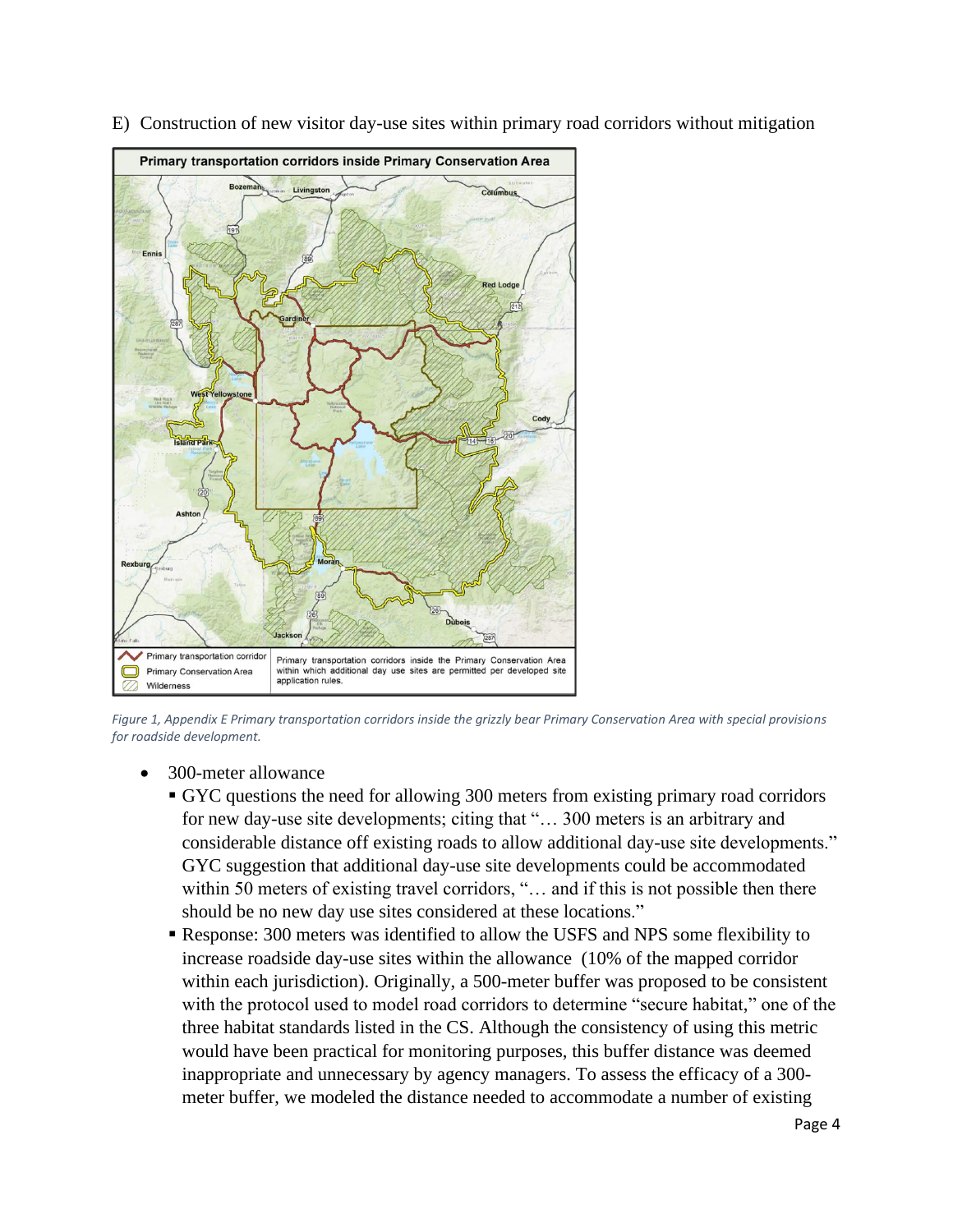E) Construction of new visitor day-use sites within primary road corridors without mitigation

*Figure 1, Appendix E Primary transportation corridors inside the grizzly bear Primary Conservation Area with special provisions for roadside development.*

- 300-meter allowance
  - GYC questions the need for allowing 300 meters from existing primary road corridors for new day-use site developments; citing that "… 300 meters is an arbitrary and considerable distance off existing roads to allow additional day-use site developments." GYC suggestion that additional day-use site developments could be accommodated within 50 meters of existing travel corridors, "… and if this is not possible then there should be no new day use sites considered at these locations."
  - Response: 300 meters was identified to allow the USFS and NPS some flexibility to increase roadside day-use sites within the allowance (10% of the mapped corridor within each jurisdiction). Originally, a 500-meter buffer was proposed to be consistent with the protocol used to model road corridors to determine "secure habitat," one of the three habitat standards listed in the CS. Although the consistency of using this metric would have been practical for monitoring purposes, this buffer distance was deemed inappropriate and unnecessary by agency managers. To assess the efficacy of a 300-meter buffer, we modeled the distance needed to accommodate a number of existing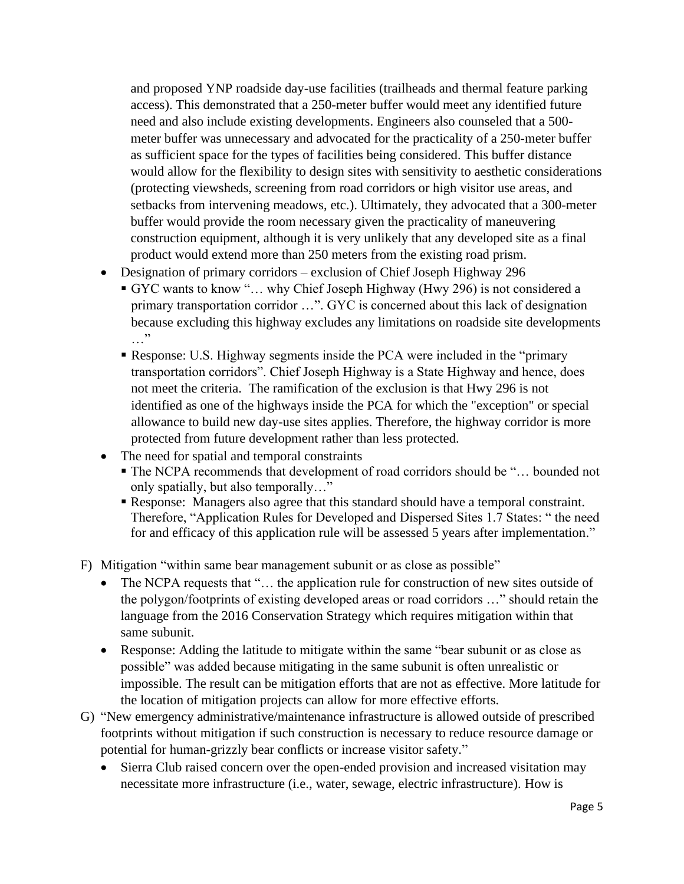and proposed YNP roadside day-use facilities (trailheads and thermal feature parking access). This demonstrated that a 250-meter buffer would meet any identified future need and also include existing developments. Engineers also counseled that a 500-meter buffer was unnecessary and advocated for the practicality of a 250-meter buffer as sufficient space for the types of facilities being considered. This buffer distance would allow for the flexibility to design sites with sensitivity to aesthetic considerations (protecting viewsheds, screening from road corridors or high visitor use areas, and setbacks from intervening meadows, etc.). Ultimately, they advocated that a 300-meter buffer would provide the room necessary given the practicality of maneuvering construction equipment, although it is very unlikely that any developed site as a final product would extend more than 250 meters from the existing road prism.

- Designation of primary corridors – exclusion of Chief Joseph Highway 296
  - GYC wants to know "… why Chief Joseph Highway (Hwy 296) is not considered a primary transportation corridor …". GYC is concerned about this lack of designation because excluding this highway excludes any limitations on roadside site developments …"
  - Response: U.S. Highway segments inside the PCA were included in the "primary transportation corridors". Chief Joseph Highway is a State Highway and hence, does not meet the criteria. The ramification of the exclusion is that Hwy 296 is not identified as one of the highways inside the PCA for which the "exception" or special allowance to build new day-use sites applies. Therefore, the highway corridor is more protected from future development rather than less protected.
- The need for spatial and temporal constraints
  - The NCPA recommends that development of road corridors should be "… bounded not only spatially, but also temporally…"
  - Response: Managers also agree that this standard should have a temporal constraint. Therefore, "Application Rules for Developed and Dispersed Sites 1.7 States: " the need for and efficacy of this application rule will be assessed 5 years after implementation."

F) Mitigation "within same bear management subunit or as close as possible"

- The NCPA requests that "… the application rule for construction of new sites outside of the polygon/footprints of existing developed areas or road corridors …" should retain the language from the 2016 Conservation Strategy which requires mitigation within that same subunit.
- Response: Adding the latitude to mitigate within the same "bear subunit or as close as possible" was added because mitigating in the same subunit is often unrealistic or impossible. The result can be mitigation efforts that are not as effective. More latitude for the location of mitigation projects can allow for more effective efforts.

G) "New emergency administrative/maintenance infrastructure is allowed outside of prescribed footprints without mitigation if such construction is necessary to reduce resource damage or potential for human-grizzly bear conflicts or increase visitor safety."

- Sierra Club raised concern over the open-ended provision and increased visitation may necessitate more infrastructure (i.e., water, sewage, electric infrastructure). How is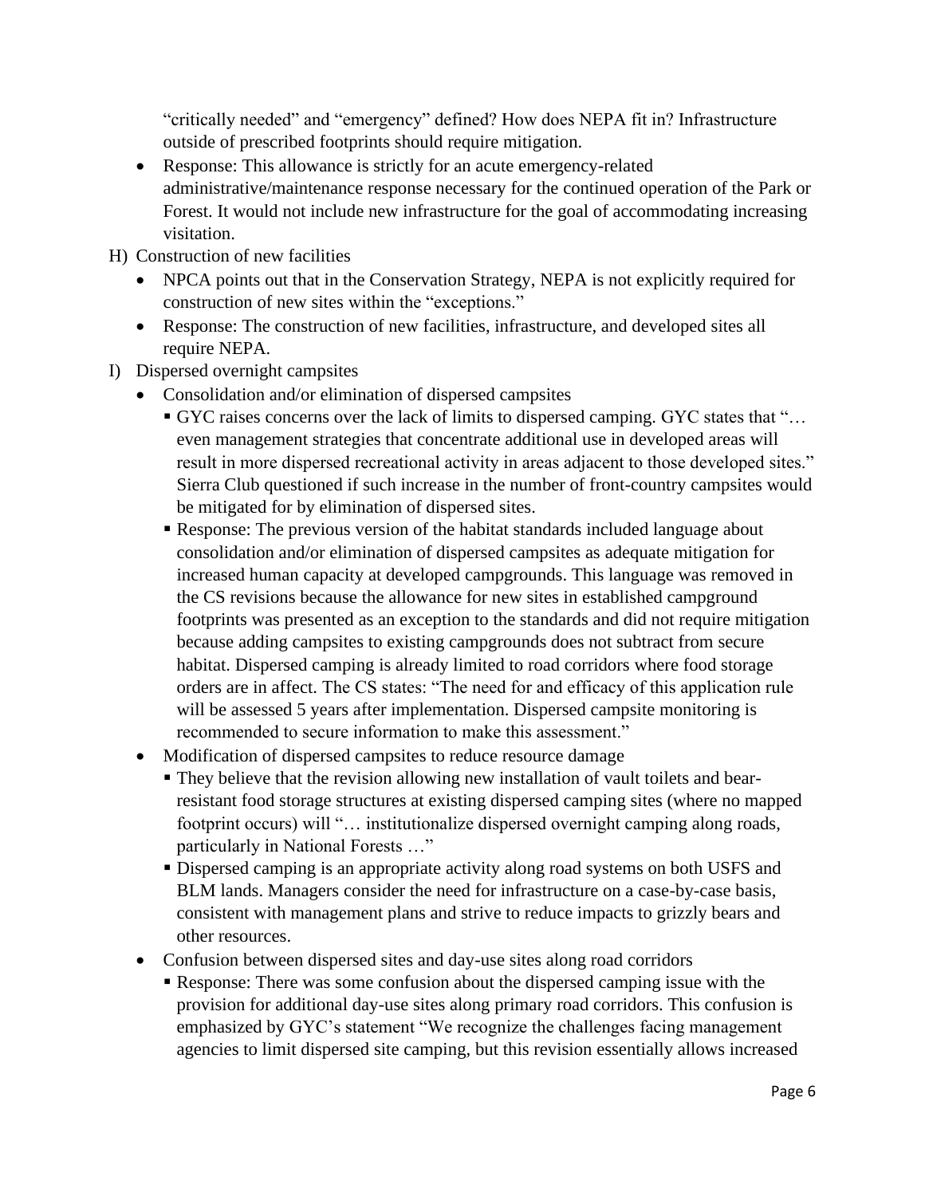"critically needed" and "emergency" defined? How does NEPA fit in? Infrastructure outside of prescribed footprints should require mitigation.

- Response: This allowance is strictly for an acute emergency-related administrative/maintenance response necessary for the continued operation of the Park or Forest. It would not include new infrastructure for the goal of accommodating increasing visitation.

H) Construction of new facilities

- NPCA points out that in the Conservation Strategy, NEPA is not explicitly required for construction of new sites within the "exceptions."
- Response: The construction of new facilities, infrastructure, and developed sites all require NEPA.

I) Dispersed overnight campsites

- Consolidation and/or elimination of dispersed campsites
  - GYC raises concerns over the lack of limits to dispersed camping. GYC states that "… even management strategies that concentrate additional use in developed areas will result in more dispersed recreational activity in areas adjacent to those developed sites." Sierra Club questioned if such increase in the number of front-country campsites would be mitigated for by elimination of dispersed sites.
  - Response: The previous version of the habitat standards included language about consolidation and/or elimination of dispersed campsites as adequate mitigation for increased human capacity at developed campgrounds. This language was removed in the CS revisions because the allowance for new sites in established campground footprints was presented as an exception to the standards and did not require mitigation because adding campsites to existing campgrounds does not subtract from secure habitat. Dispersed camping is already limited to road corridors where food storage orders are in affect. The CS states: "The need for and efficacy of this application rule will be assessed 5 years after implementation. Dispersed campsite monitoring is recommended to secure information to make this assessment."
- Modification of dispersed campsites to reduce resource damage
  - They believe that the revision allowing new installation of vault toilets and bear-resistant food storage structures at existing dispersed camping sites (where no mapped footprint occurs) will "… institutionalize dispersed overnight camping along roads, particularly in National Forests …"
  - Dispersed camping is an appropriate activity along road systems on both USFS and BLM lands. Managers consider the need for infrastructure on a case-by-case basis, consistent with management plans and strive to reduce impacts to grizzly bears and other resources.
- Confusion between dispersed sites and day-use sites along road corridors
  - Response: There was some confusion about the dispersed camping issue with the provision for additional day-use sites along primary road corridors. This confusion is emphasized by GYC's statement "We recognize the challenges facing management agencies to limit dispersed site camping, but this revision essentially allows increased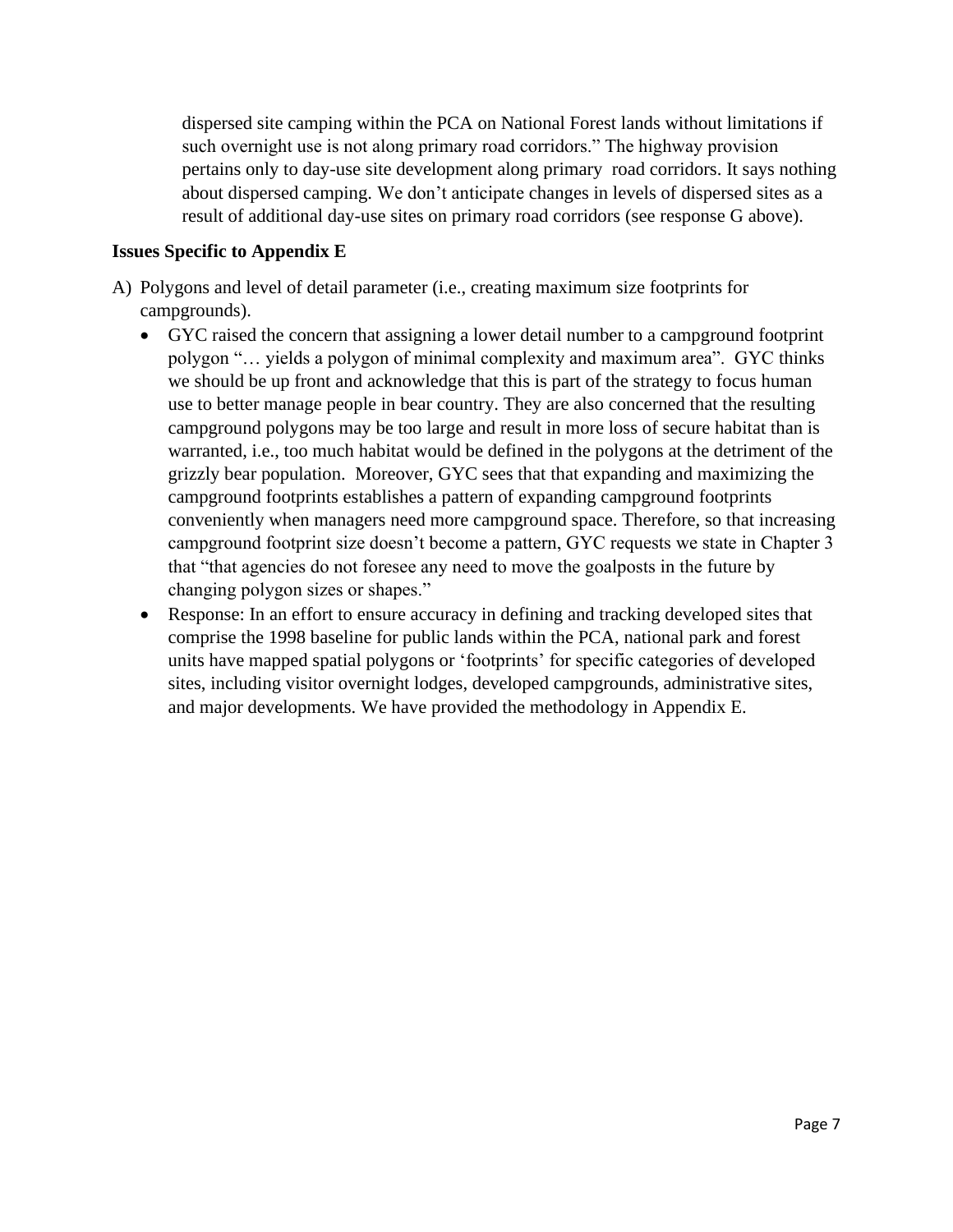dispersed site camping within the PCA on National Forest lands without limitations if such overnight use is not along primary road corridors." The highway provision pertains only to day-use site development along primary road corridors. It says nothing about dispersed camping. We don't anticipate changes in levels of dispersed sites as a result of additional day-use sites on primary road corridors (see response G above).

**Issues Specific to Appendix E**

A) Polygons and level of detail parameter (i.e., creating maximum size footprints for campgrounds).

- GYC raised the concern that assigning a lower detail number to a campground footprint polygon "… yields a polygon of minimal complexity and maximum area". GYC thinks we should be up front and acknowledge that this is part of the strategy to focus human use to better manage people in bear country. They are also concerned that the resulting campground polygons may be too large and result in more loss of secure habitat than is warranted, i.e., too much habitat would be defined in the polygons at the detriment of the grizzly bear population. Moreover, GYC sees that that expanding and maximizing the campground footprints establishes a pattern of expanding campground footprints conveniently when managers need more campground space. Therefore, so that increasing campground footprint size doesn't become a pattern, GYC requests we state in Chapter 3 that "that agencies do not foresee any need to move the goalposts in the future by changing polygon sizes or shapes."
- Response: In an effort to ensure accuracy in defining and tracking developed sites that comprise the 1998 baseline for public lands within the PCA, national park and forest units have mapped spatial polygons or 'footprints' for specific categories of developed sites, including visitor overnight lodges, developed campgrounds, administrative sites, and major developments. We have provided the methodology in Appendix E.